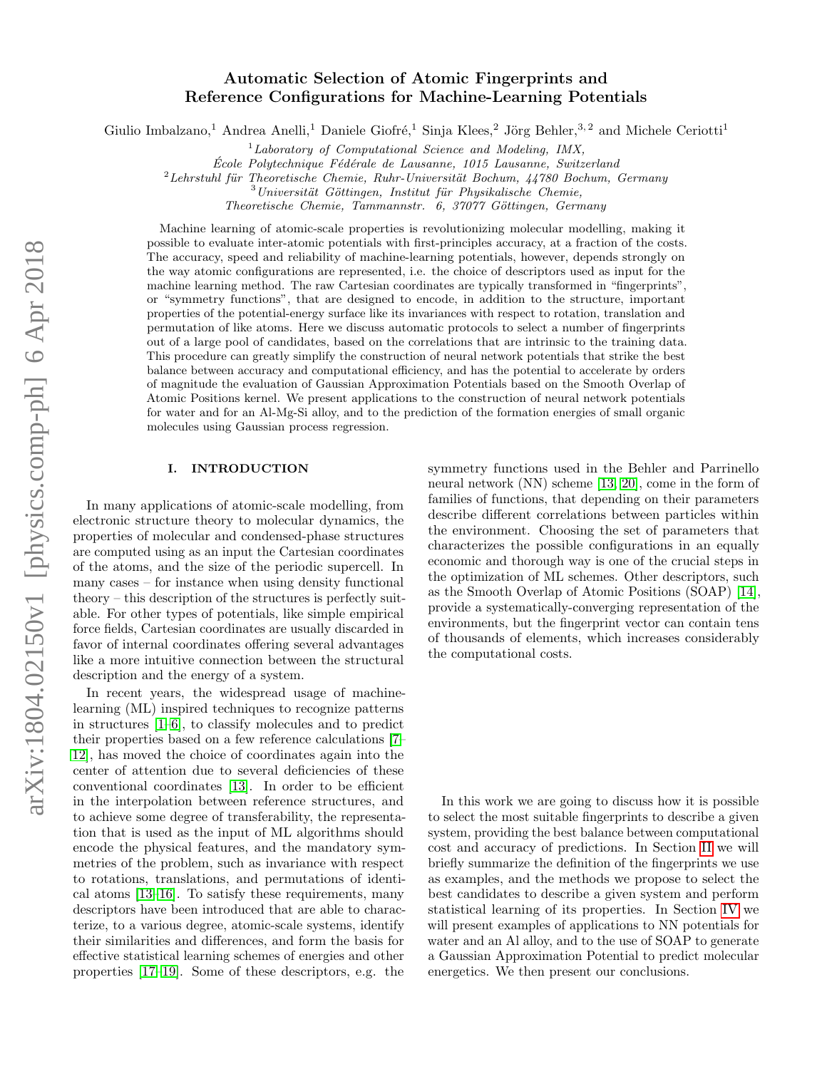# Automatic Selection of Atomic Fingerprints and Reference Configurations for Machine-Learning Potentials

Giulio Imbalzano,[1] Andrea Anelli,[1] Daniele Giofré,[1] Sinja Klees,[2] Jörg Behler,[3,2] and Michele Ceriotti[1]

[1] *Laboratory of Computational Science and Modeling, IMX, École Polytechnique Fédérale de Lausanne, 1015 Lausanne, Switzerland*

[2] *Lehrstuhl für Theoretische Chemie, Ruhr-Universität Bochum, 44780 Bochum, Germany*

[3] *Universität Göttingen, Institut für Physikalische Chemie, Theoretische Chemie, Tammannstr. 6, 37077 Göttingen, Germany*

Machine learning of atomic-scale properties is revolutionizing molecular modelling, making it possible to evaluate inter-atomic potentials with first-principles accuracy, at a fraction of the costs. The accuracy, speed and reliability of machine-learning potentials, however, depends strongly on the way atomic configurations are represented, i.e. the choice of descriptors used as input for the machine learning method. The raw Cartesian coordinates are typically transformed in "fingerprints", or "symmetry functions", that are designed to encode, in addition to the structure, important properties of the potential-energy surface like its invariances with respect to rotation, translation and permutation of like atoms. Here we discuss automatic protocols to select a number of fingerprints out of a large pool of candidates, based on the correlations that are intrinsic to the training data. This procedure can greatly simplify the construction of neural network potentials that strike the best balance between accuracy and computational efficiency, and has the potential to accelerate by orders of magnitude the evaluation of Gaussian Approximation Potentials based on the Smooth Overlap of Atomic Positions kernel. We present applications to the construction of neural network potentials for water and for an Al-Mg-Si alloy, and to the prediction of the formation energies of small organic molecules using Gaussian process regression.

## I. INTRODUCTION

In many applications of atomic-scale modelling, from electronic structure theory to molecular dynamics, the properties of molecular and condensed-phase structures are computed using as an input the Cartesian coordinates of the atoms, and the size of the periodic supercell. In many cases – for instance when using density functional theory – this description of the structures is perfectly suitable. For other types of potentials, like simple empirical force fields, Cartesian coordinates are usually discarded in favor of internal coordinates offering several advantages like a more intuitive connection between the structural description and the energy of a system.

In recent years, the widespread usage of machine-learning (ML) inspired techniques to recognize patterns in structures [1–6], to classify molecules and to predict their properties based on a few reference calculations [7–12], has moved the choice of coordinates again into the center of attention due to several deficiencies of these conventional coordinates [13]. In order to be efficient in the interpolation between reference structures, and to achieve some degree of transferability, the representation that is used as the input of ML algorithms should encode the physical features, and the mandatory symmetries of the problem, such as invariance with respect to rotations, translations, and permutations of identical atoms [13–16]. To satisfy these requirements, many descriptors have been introduced that are able to characterize, to a various degree, atomic-scale systems, identify their similarities and differences, and form the basis for effective statistical learning schemes of energies and other properties [17–19]. Some of these descriptors, e.g. the symmetry functions used in the Behler and Parrinello neural network (NN) scheme [13, 20], come in the form of families of functions, that depending on their parameters describe different correlations between particles within the environment. Choosing the set of parameters that characterizes the possible configurations in an equally economic and thorough way is one of the crucial steps in the optimization of ML schemes. Other descriptors, such as the Smooth Overlap of Atomic Positions (SOAP) [14], provide a systematically-converging representation of the environments, but the fingerprint vector can contain tens of thousands of elements, which increases considerably the computational costs.

In this work we are going to discuss how it is possible to select the most suitable fingerprints to describe a given system, providing the best balance between computational cost and accuracy of predictions. In Section II we will briefly summarize the definition of the fingerprints we use as examples, and the methods we propose to select the best candidates to describe a given system and perform statistical learning of its properties. In Section IV we will present examples of applications to NN potentials for water and an Al alloy, and to the use of SOAP to generate a Gaussian Approximation Potential to predict molecular energetics. We then present our conclusions.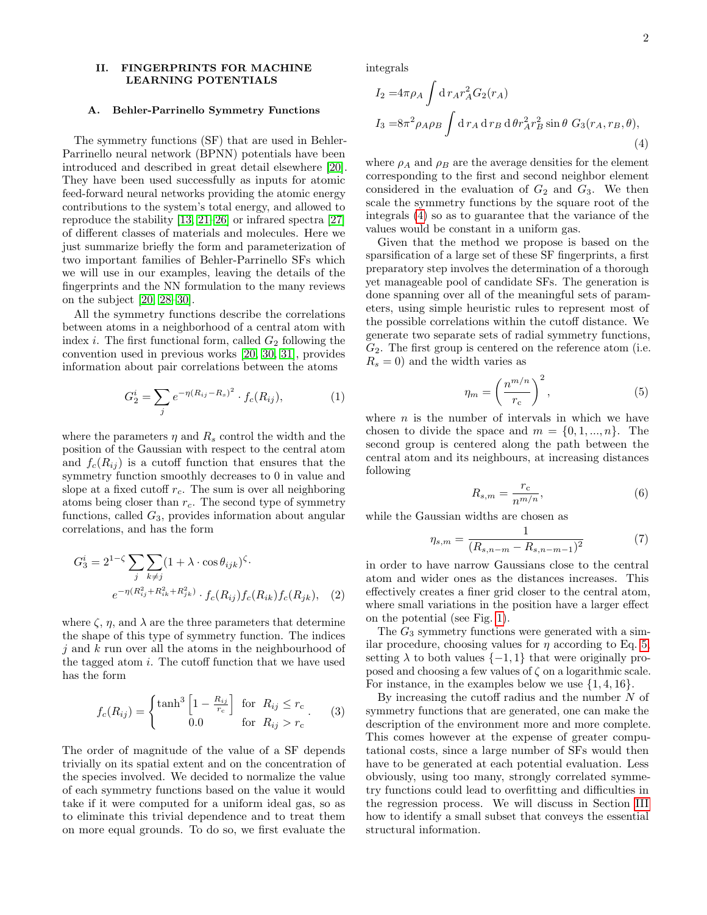## II. FINGERPRINTS FOR MACHINE LEARNING POTENTIALS

### A. Behler-Parrinello Symmetry Functions

The symmetry functions (SF) that are used in Behler-Parrinello neural network (BPNN) potentials have been introduced and described in great detail elsewhere [20]. They have been used successfully as inputs for atomic feed-forward neural networks providing the atomic energy contributions to the system's total energy, and allowed to reproduce the stability [13, 21–26] or infrared spectra [27] of different classes of materials and molecules. Here we just summarize briefly the form and parameterization of two important families of Behler-Parrinello SFs which we will use in our examples, leaving the details of the fingerprints and the NN formulation to the many reviews on the subject [20, 28–30].

All the symmetry functions describe the correlations between atoms in a neighborhood of a central atom with index $i$. The first functional form, called $G_2$ following the convention used in previous works [20, 30, 31], provides information about pair correlations between the atoms

$$G_2^i = \sum_j e^{-\eta(R_{ij}-R_s)^2} \cdot f_c(R_{ij}), \tag{1}$$

where the parameters $\eta$ and $R_s$ control the width and the position of the Gaussian with respect to the central atom and $f_c(R_{ij})$ is a cutoff function that ensures that the symmetry function smoothly decreases to 0 in value and slope at a fixed cutoff $r_c$. The sum is over all neighboring atoms being closer than $r_c$. The second type of symmetry functions, called $G_3$, provides information about angular correlations, and has the form

$$G_3^i = 2^{1-\zeta} \sum_j \sum_{k \neq j} (1 + \lambda \cdot \cos\theta_{ijk})^{\zeta} \cdot e^{-\eta(R_{ij}^2+R_{ik}^2+R_{jk}^2)} \cdot f_c(R_{ij}) f_c(R_{ik}) f_c(R_{jk}), \tag{2}$$

where $\zeta$, $\eta$, and $\lambda$ are the three parameters that determine the shape of this type of symmetry function. The indices $j$ and $k$ run over all the atoms in the neighbourhood of the tagged atom $i$. The cutoff function that we have used has the form

$$f_c(R_{ij}) = \begin{cases} \tanh^3\left[1 - \frac{R_{ij}}{r_c}\right] & \text{for } R_{ij} \leq r_c \\ 0.0 & \text{for } R_{ij} > r_c \end{cases}. \tag{3}$$

The order of magnitude of the value of a SF depends trivially on its spatial extent and on the concentration of the species involved. We decided to normalize the value of each symmetry functions based on the value it would take if it were computed for a uniform ideal gas, so as to eliminate this trivial dependence and to treat them on more equal grounds. To do so, we first evaluate the integrals

$$\begin{aligned} I_2 &= 4\pi\rho_A \int \mathrm{d}\, r_A r_A^2 G_2(r_A) \\ I_3 &= 8\pi^2 \rho_A \rho_B \int \mathrm{d}\, r_A \,\mathrm{d}\, r_B \,\mathrm{d}\, \theta r_A^2 r_B^2 \sin\theta \; G_3(r_A, r_B, \theta), \end{aligned} \tag{4}$$

where $\rho_A$ and $\rho_B$ are the average densities for the element corresponding to the first and second neighbor element considered in the evaluation of $G_2$ and $G_3$. We then scale the symmetry functions by the square root of the integrals (4) so as to guarantee that the variance of the values would be constant in a uniform gas.

Given that the method we propose is based on the sparsification of a large set of these SF fingerprints, a first preparatory step involves the determination of a thorough yet manageable pool of candidate SFs. The generation is done spanning over all of the meaningful sets of parameters, using simple heuristic rules to represent most of the possible correlations within the cutoff distance. We generate two separate sets of radial symmetry functions, $G_2$. The first group is centered on the reference atom (i.e. $R_s = 0$) and the width varies as

$$\eta_m = \left(\frac{n^{m/n}}{r_\mathrm{c}}\right)^2, \tag{5}$$

where $n$ is the number of intervals in which we have chosen to divide the space and $m = \{0, 1, ..., n\}$. The second group is centered along the path between the central atom and its neighbours, at increasing distances following

$$R_{s,m} = \frac{r_\mathrm{c}}{n^{m/n}}, \tag{6}$$

while the Gaussian widths are chosen as

$$\eta_{s,m} = \frac{1}{(R_{s,n-m} - R_{s,n-m-1})^2} \tag{7}$$

in order to have narrow Gaussians close to the central atom and wider ones as the distances increases. This effectively creates a finer grid closer to the central atom, where small variations in the position have a larger effect on the potential (see Fig. 1).

The $G_3$ symmetry functions were generated with a similar procedure, choosing values for $\eta$ according to Eq. 5, setting $\lambda$ to both values $\{-1, 1\}$ that were originally proposed and choosing a few values of $\zeta$ on a logarithmic scale. For instance, in the examples below we use $\{1, 4, 16\}$.

By increasing the cutoff radius and the number $N$ of symmetry functions that are generated, one can make the description of the environment more and more complete. This comes however at the expense of greater computational costs, since a large number of SFs would then have to be generated at each potential evaluation. Less obviously, using too many, strongly correlated symmetry functions could lead to overfitting and difficulties in the regression process. We will discuss in Section III how to identify a small subset that conveys the essential structural information.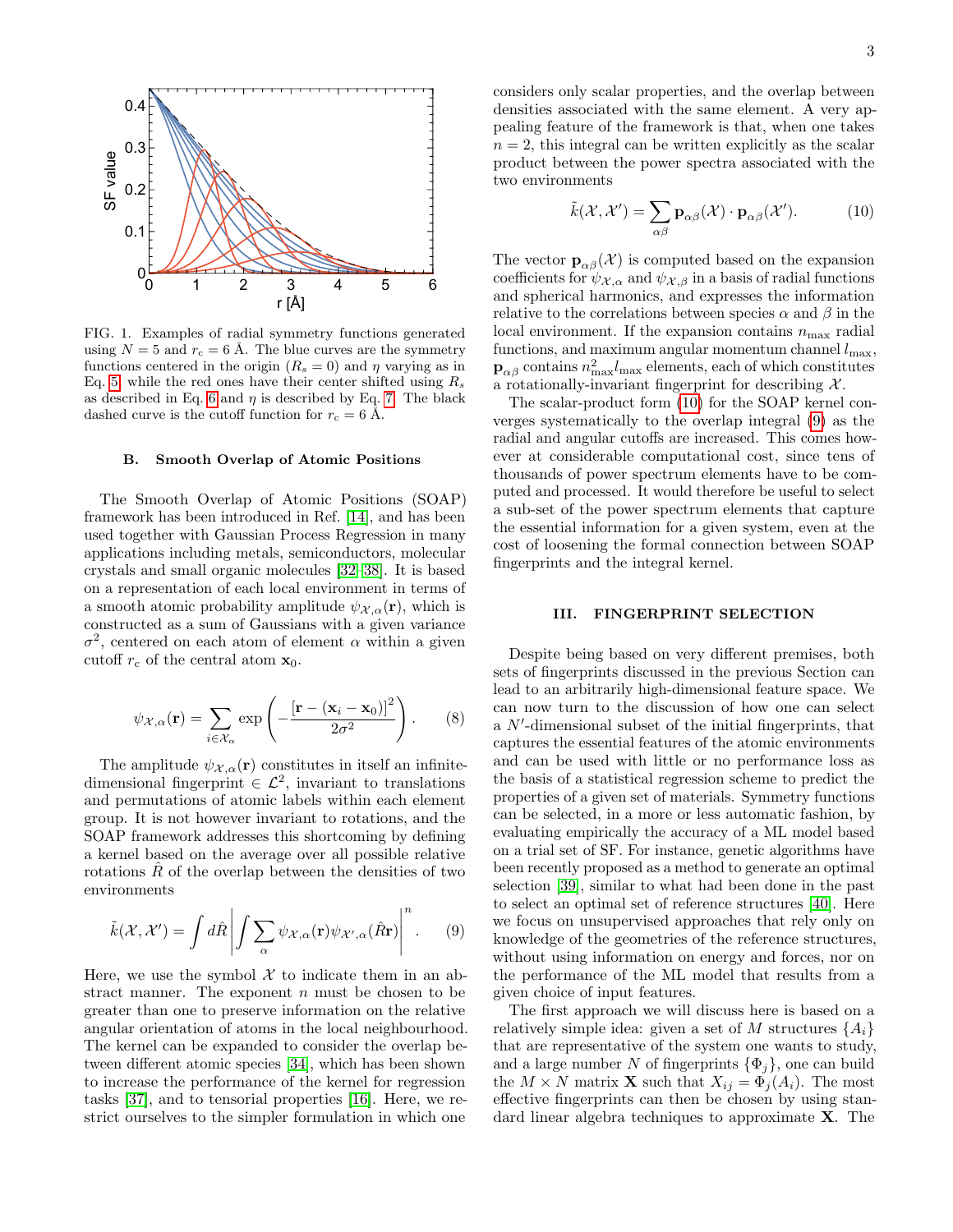FIG. 1. Examples of radial symmetry functions generated using $N = 5$ and $r_c = 6$ Å. The blue curves are the symmetry functions centered in the origin ($R_s = 0$) and $\eta$ varying as in Eq. 5, while the red ones have their center shifted using $R_s$ as described in Eq. 6 and $\eta$ is described by Eq. 7. The black dashed curve is the cutoff function for $r_c = 6$ Å.

## B. Smooth Overlap of Atomic Positions

The Smooth Overlap of Atomic Positions (SOAP) framework has been introduced in Ref. [14], and has been used together with Gaussian Process Regression in many applications including metals, semiconductors, molecular crystals and small organic molecules [32–38]. It is based on a representation of each local environment in terms of a smooth atomic probability amplitude $\psi_{\mathcal{X},\alpha}(\mathbf{r})$, which is constructed as a sum of Gaussians with a given variance $\sigma^2$, centered on each atom of element $\alpha$ within a given cutoff $r_c$ of the central atom $\mathbf{x}_0$.

$$\psi_{\mathcal{X},\alpha}(\mathbf{r}) = \sum_{i\in\mathcal{X}_\alpha} \exp\left(-\frac{[\mathbf{r}-(\mathbf{x}_i-\mathbf{x}_0)]^2}{2\sigma^2}\right). \quad (8)$$

The amplitude $\psi_{\mathcal{X},\alpha}(\mathbf{r})$ constitutes in itself an infinite-dimensional fingerprint $\in \mathcal{L}^2$, invariant to translations and permutations of atomic labels within each element group. It is not however invariant to rotations, and the SOAP framework addresses this shortcoming by defining a kernel based on the average over all possible relative rotations $\hat{R}$ of the overlap between the densities of two environments

$$\tilde{k}(\mathcal{X},\mathcal{X}') = \int d\hat{R} \left| \int \sum_\alpha \psi_{\mathcal{X},\alpha}(\mathbf{r})\psi_{\mathcal{X}',\alpha}(\hat{R}\mathbf{r}) \right|^n. \quad (9)$$

Here, we use the symbol $\mathcal{X}$ to indicate them in an abstract manner. The exponent $n$ must be chosen to be greater than one to preserve information on the relative angular orientation of atoms in the local neighbourhood. The kernel can be expanded to consider the overlap between different atomic species [34], which has been shown to increase the performance of the kernel for regression tasks [37], and to tensorial properties [16]. Here, we restrict ourselves to the simpler formulation in which one considers only scalar properties, and the overlap between densities associated with the same element. A very appealing feature of the framework is that, when one takes $n = 2$, this integral can be written explicitly as the scalar product between the power spectra associated with the two environments

$$\tilde{k}(\mathcal{X},\mathcal{X}') = \sum_{\alpha\beta} \mathbf{p}_{\alpha\beta}(\mathcal{X}) \cdot \mathbf{p}_{\alpha\beta}(\mathcal{X}'). \quad (10)$$

The vector $\mathbf{p}_{\alpha\beta}(\mathcal{X})$ is computed based on the expansion coefficients for $\psi_{\mathcal{X},\alpha}$ and $\psi_{\mathcal{X},\beta}$ in a basis of radial functions and spherical harmonics, and expresses the information relative to the correlations between species $\alpha$ and $\beta$ in the local environment. If the expansion contains $n_{\max}$ radial functions, and maximum angular momentum channel $l_{\max}$, $\mathbf{p}_{\alpha\beta}$ contains $n_{\max}^2 l_{\max}$ elements, each of which constitutes a rotationally-invariant fingerprint for describing $\mathcal{X}$.

The scalar-product form (10) for the SOAP kernel converges systematically to the overlap integral (9) as the radial and angular cutoffs are increased. This comes however at considerable computational cost, since tens of thousands of power spectrum elements have to be computed and processed. It would therefore be useful to select a sub-set of the power spectrum elements that capture the essential information for a given system, even at the cost of loosening the formal connection between SOAP fingerprints and the integral kernel.

# III. FINGERPRINT SELECTION

Despite being based on very different premises, both sets of fingerprints discussed in the previous Section can lead to an arbitrarily high-dimensional feature space. We can now turn to the discussion of how one can select a $N'$-dimensional subset of the initial fingerprints, that captures the essential features of the atomic environments and can be used with little or no performance loss as the basis of a statistical regression scheme to predict the properties of a given set of materials. Symmetry functions can be selected, in a more or less automatic fashion, by evaluating empirically the accuracy of a ML model based on a trial set of SF. For instance, genetic algorithms have been recently proposed as a method to generate an optimal selection [39], similar to what had been done in the past to select an optimal set of reference structures [40]. Here we focus on unsupervised approaches that rely only on knowledge of the geometries of the reference structures, without using information on energy and forces, nor on the performance of the ML model that results from a given choice of input features.

The first approach we will discuss here is based on a relatively simple idea: given a set of $M$ structures $\{A_i\}$ that are representative of the system one wants to study, and a large number $N$ of fingerprints $\{\Phi_j\}$, one can build the $M \times N$ matrix $\mathbf{X}$ such that $X_{ij} = \Phi_j(A_i)$. The most effective fingerprints can then be chosen by using standard linear algebra techniques to approximate $\mathbf{X}$. The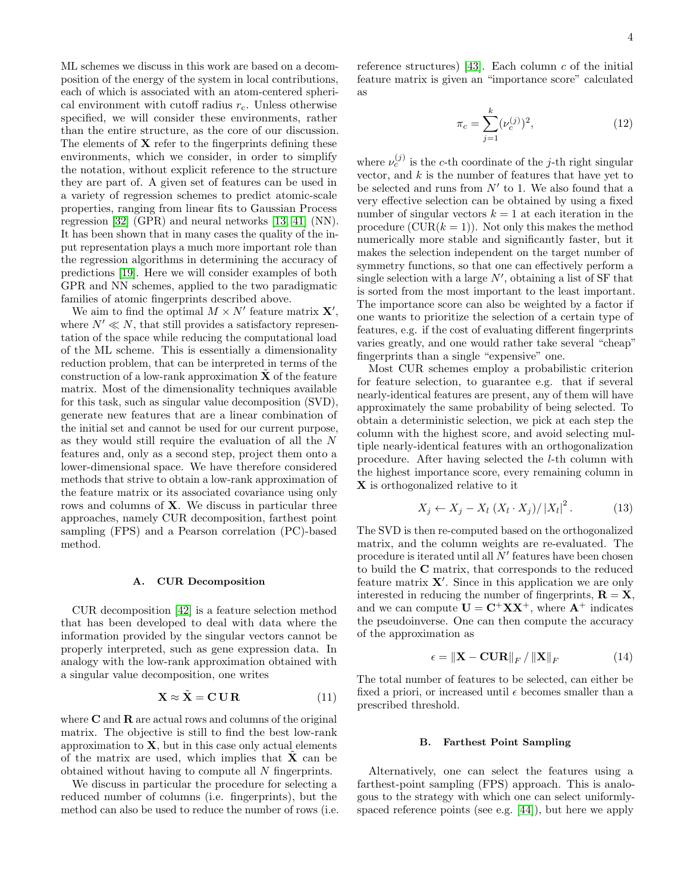ML schemes we discuss in this work are based on a decomposition of the energy of the system in local contributions, each of which is associated with an atom-centered spherical environment with cutoff radius $r_c$. Unless otherwise specified, we will consider these environments, rather than the entire structure, as the core of our discussion. The elements of $\mathbf{X}$ refer to the fingerprints defining these environments, which we consider, in order to simplify the notation, without explicit reference to the structure they are part of. A given set of features can be used in a variety of regression schemes to predict atomic-scale properties, ranging from linear fits to Gaussian Process regression [32] (GPR) and neural networks [13, 41] (NN). It has been shown that in many cases the quality of the input representation plays a much more important role than the regression algorithms in determining the accuracy of predictions [19]. Here we will consider examples of both GPR and NN schemes, applied to the two paradigmatic families of atomic fingerprints described above.

We aim to find the optimal $M \times N'$ feature matrix $\mathbf{X}'$, where $N' \ll N$, that still provides a satisfactory representation of the space while reducing the computational load of the ML scheme. This is essentially a dimensionality reduction problem, that can be interpreted in terms of the construction of a low-rank approximation $\tilde{\mathbf{X}}$ of the feature matrix. Most of the dimensionality techniques available for this task, such as singular value decomposition (SVD), generate new features that are a linear combination of the initial set and cannot be used for our current purpose, as they would still require the evaluation of all the $N$ features and, only as a second step, project them onto a lower-dimensional space. We have therefore considered methods that strive to obtain a low-rank approximation of the feature matrix or its associated covariance using only rows and columns of $\mathbf{X}$. We discuss in particular three approaches, namely CUR decomposition, farthest point sampling (FPS) and a Pearson correlation (PC)-based method.

### A. CUR Decomposition

CUR decomposition [42] is a feature selection method that has been developed to deal with data where the information provided by the singular vectors cannot be properly interpreted, such as gene expression data. In analogy with the low-rank approximation obtained with a singular value decomposition, one writes

$$\mathbf{X} \approx \tilde{\mathbf{X}} = \mathbf{C}\,\mathbf{U}\,\mathbf{R} \tag{11}$$

where $\mathbf{C}$ and $\mathbf{R}$ are actual rows and columns of the original matrix. The objective is still to find the best low-rank approximation to $\mathbf{X}$, but in this case only actual elements of the matrix are used, which implies that $\tilde{\mathbf{X}}$ can be obtained without having to compute all $N$ fingerprints.

We discuss in particular the procedure for selecting a reduced number of columns (i.e. fingerprints), but the method can also be used to reduce the number of rows (i.e. reference structures) [43]. Each column $c$ of the initial feature matrix is given an "importance score" calculated as

$$\pi_c = \sum_{j=1}^{k} (\nu_c^{(j)})^2, \tag{12}$$

where $\nu_c^{(j)}$ is the $c$-th coordinate of the $j$-th right singular vector, and $k$ is the number of features that have yet to be selected and runs from $N'$ to 1. We also found that a very effective selection can be obtained by using a fixed number of singular vectors $k = 1$ at each iteration in the procedure (CUR($k = 1$)). Not only this makes the method numerically more stable and significantly faster, but it makes the selection independent on the target number of symmetry functions, so that one can effectively perform a single selection with a large $N'$, obtaining a list of SF that is sorted from the most important to the least important. The importance score can also be weighted by a factor if one wants to prioritize the selection of a certain type of features, e.g. if the cost of evaluating different fingerprints varies greatly, and one would rather take several "cheap" fingerprints than a single "expensive" one.

Most CUR schemes employ a probabilistic criterion for feature selection, to guarantee e.g. that if several nearly-identical features are present, any of them will have approximately the same probability of being selected. To obtain a deterministic selection, we pick at each step the column with the highest score, and avoid selecting multiple nearly-identical features with an orthogonalization procedure. After having selected the $l$-th column with the highest importance score, every remaining column in $\mathbf{X}$ is orthogonalized relative to it

$$X_j \leftarrow X_j - X_l\,(X_l \cdot X_j)/\left|X_l\right|^2. \tag{13}$$

The SVD is then re-computed based on the orthogonalized matrix, and the column weights are re-evaluated. The procedure is iterated until all $N'$ features have been chosen to build the $\mathbf{C}$ matrix, that corresponds to the reduced feature matrix $\mathbf{X}'$. Since in this application we are only interested in reducing the number of fingerprints, $\mathbf{R} = \mathbf{X}$, and we can compute $\mathbf{U} = \mathbf{C}^{+}\mathbf{X}\mathbf{X}^{+}$, where $\mathbf{A}^{+}$ indicates the pseudoinverse. One can then compute the accuracy of the approximation as

$$\epsilon = \left\|\mathbf{X} - \mathbf{CUR}\right\|_F / \left\|\mathbf{X}\right\|_F \tag{14}$$

The total number of features to be selected, can either be fixed a priori, or increased until $\epsilon$ becomes smaller than a prescribed threshold.

### B. Farthest Point Sampling

Alternatively, one can select the features using a farthest-point sampling (FPS) approach. This is analogous to the strategy with which one can select uniformly-spaced reference points (see e.g. [44]), but here we apply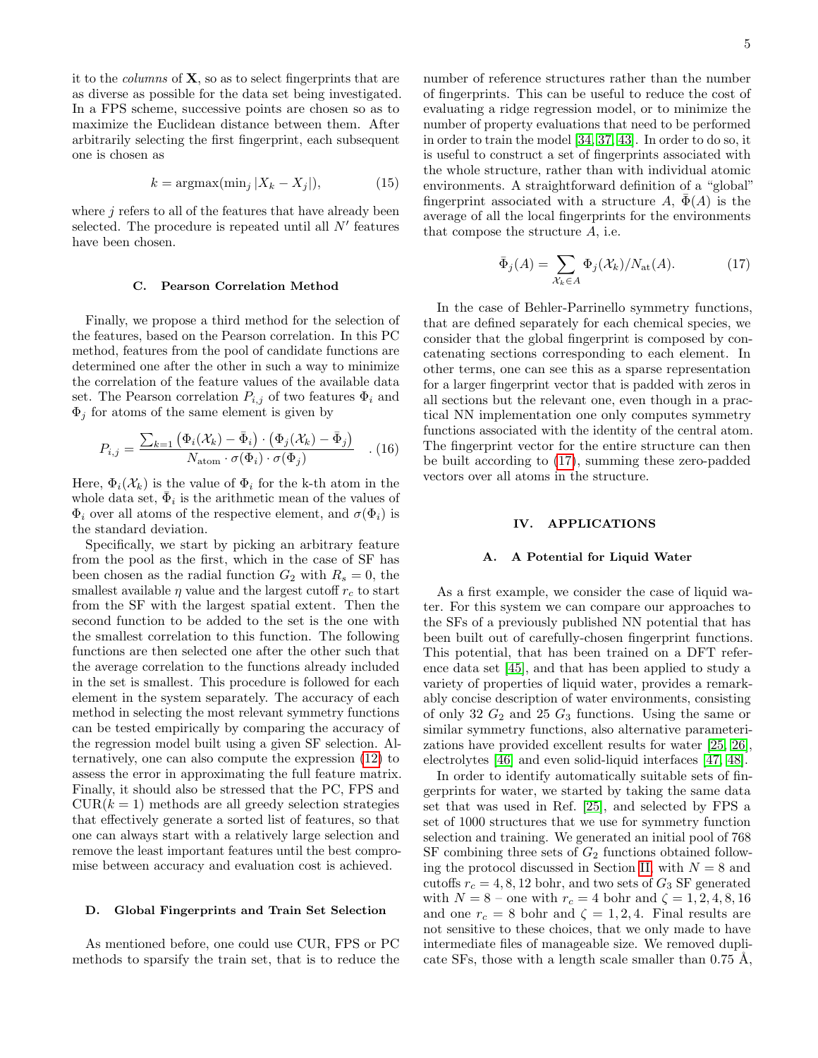it to the *columns* of $\mathbf{X}$, so as to select fingerprints that are as diverse as possible for the data set being investigated. In a FPS scheme, successive points are chosen so as to maximize the Euclidean distance between them. After arbitrarily selecting the first fingerprint, each subsequent one is chosen as

$$k = \text{argmax}(\text{min}_j\,|X_k - X_j|), \tag{15}$$

where $j$ refers to all of the features that have already been selected. The procedure is repeated until all $N'$ features have been chosen.

### C. Pearson Correlation Method

Finally, we propose a third method for the selection of the features, based on the Pearson correlation. In this PC method, features from the pool of candidate functions are determined one after the other in such a way to minimize the correlation of the feature values of the available data set. The Pearson correlation $P_{i,j}$ of two features $\Phi_i$ and $\Phi_j$ for atoms of the same element is given by

$$P_{i,j} = \frac{\sum_{k=1}\left(\Phi_i(\mathcal{X}_k) - \bar{\Phi}_i\right)\cdot\left(\Phi_j(\mathcal{X}_k) - \bar{\Phi}_j\right)}{N_{\text{atom}}\cdot\sigma(\Phi_i)\cdot\sigma(\Phi_j)} \quad . \tag{16}$$

Here, $\Phi_i(\mathcal{X}_k)$ is the value of $\Phi_i$ for the k-th atom in the whole data set, $\bar{\Phi}_i$ is the arithmetic mean of the values of $\Phi_i$ over all atoms of the respective element, and $\sigma(\Phi_i)$ is the standard deviation.

Specifically, we start by picking an arbitrary feature from the pool as the first, which in the case of SF has been chosen as the radial function $G_2$ with $R_s = 0$, the smallest available $\eta$ value and the largest cutoff $r_c$ to start from the SF with the largest spatial extent. Then the second function to be added to the set is the one with the smallest correlation to this function. The following functions are then selected one after the other such that the average correlation to the functions already included in the set is smallest. This procedure is followed for each element in the system separately. The accuracy of each method in selecting the most relevant symmetry functions can be tested empirically by comparing the accuracy of the regression model built using a given SF selection. Alternatively, one can also compute the expression (12) to assess the error in approximating the full feature matrix. Finally, it should also be stressed that the PC, FPS and CUR($k = 1$) methods are all greedy selection strategies that effectively generate a sorted list of features, so that one can always start with a relatively large selection and remove the least important features until the best compromise between accuracy and evaluation cost is achieved.

### D. Global Fingerprints and Train Set Selection

As mentioned before, one could use CUR, FPS or PC methods to sparsify the train set, that is to reduce the number of reference structures rather than the number of fingerprints. This can be useful to reduce the cost of evaluating a ridge regression model, or to minimize the number of property evaluations that need to be performed in order to train the model [34, 37, 43]. In order to do so, it is useful to construct a set of fingerprints associated with the whole structure, rather than with individual atomic environments. A straightforward definition of a "global" fingerprint associated with a structure $A$, $\bar{\Phi}(A)$ is the average of all the local fingerprints for the environments that compose the structure $A$, i.e.

$$\bar{\Phi}_j(A) = \sum_{\mathcal{X}_k \in A} \Phi_j(\mathcal{X}_k)/N_{\text{at}}(A). \tag{17}$$

In the case of Behler-Parrinello symmetry functions, that are defined separately for each chemical species, we consider that the global fingerprint is composed by concatenating sections corresponding to each element. In other terms, one can see this as a sparse representation for a larger fingerprint vector that is padded with zeros in all sections but the relevant one, even though in a practical NN implementation one only computes symmetry functions associated with the identity of the central atom. The fingerprint vector for the entire structure can then be built according to (17), summing these zero-padded vectors over all atoms in the structure.

## IV. APPLICATIONS

### A. A Potential for Liquid Water

As a first example, we consider the case of liquid water. For this system we can compare our approaches to the SFs of a previously published NN potential that has been built out of carefully-chosen fingerprint functions. This potential, that has been trained on a DFT reference data set [45], and that has been applied to study a variety of properties of liquid water, provides a remarkably concise description of water environments, consisting of only 32 $G_2$ and 25 $G_3$ functions. Using the same or similar symmetry functions, also alternative parameterizations have provided excellent results for water [25, 26], electrolytes [46] and even solid-liquid interfaces [47, 48].

In order to identify automatically suitable sets of fingerprints for water, we started by taking the same data set that was used in Ref. [25], and selected by FPS a set of 1000 structures that we use for symmetry function selection and training. We generated an initial pool of 768 SF combining three sets of $G_2$ functions obtained following the protocol discussed in Section II, with $N = 8$ and cutoffs $r_c = 4, 8, 12$ bohr, and two sets of $G_3$ SF generated with $N = 8$ – one with $r_c = 4$ bohr and $\zeta = 1, 2, 4, 8, 16$ and one $r_c = 8$ bohr and $\zeta = 1, 2, 4$. Final results are not sensitive to these choices, that we only made to have intermediate files of manageable size. We removed duplicate SFs, those with a length scale smaller than 0.75 Å,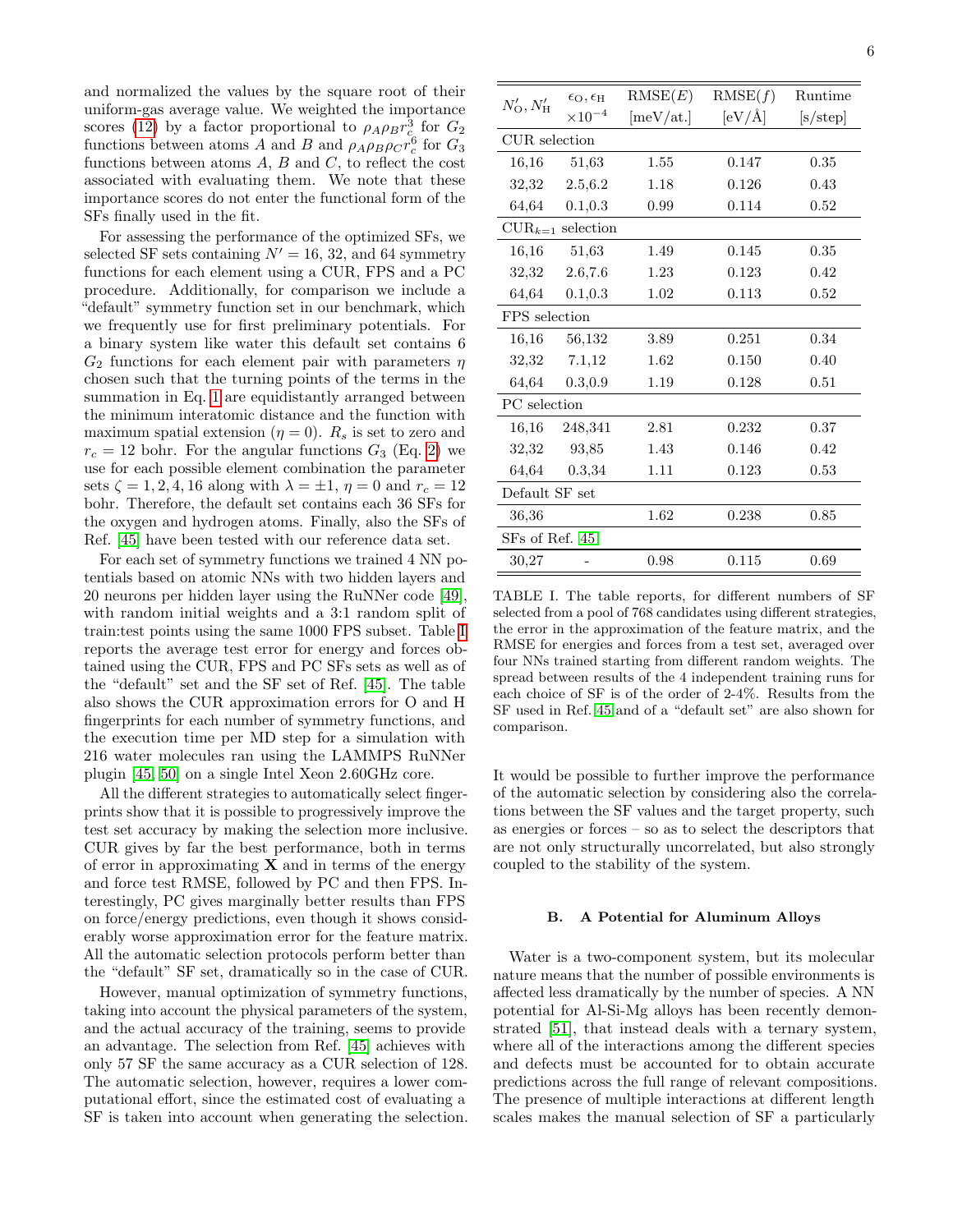and normalized the values by the square root of their uniform-gas average value. We weighted the importance scores (12) by a factor proportional to $\rho_A\rho_B r_c^3$ for $G_2$ functions between atoms $A$ and $B$ and $\rho_A\rho_B\rho_C r_c^6$ for $G_3$ functions between atoms $A$, $B$ and $C$, to reflect the cost associated with evaluating them. We note that these importance scores do not enter the functional form of the SFs finally used in the fit.

For assessing the performance of the optimized SFs, we selected SF sets containing $N' = 16$, 32, and 64 symmetry functions for each element using a CUR, FPS and a PC procedure. Additionally, for comparison we include a "default" symmetry function set in our benchmark, which we frequently use for first preliminary potentials. For a binary system like water this default set contains 6 $G_2$ functions for each element pair with parameters $\eta$ chosen such that the turning points of the terms in the summation in Eq. 1 are equidistantly arranged between the minimum interatomic distance and the function with maximum spatial extension ($\eta = 0$). $R_s$ is set to zero and $r_c = 12$ bohr. For the angular functions $G_3$ (Eq. 2) we use for each possible element combination the parameter sets $\zeta = 1, 2, 4, 16$ along with $\lambda = \pm 1$, $\eta = 0$ and $r_c = 12$ bohr. Therefore, the default set contains each 36 SFs for the oxygen and hydrogen atoms. Finally, also the SFs of Ref. [45] have been tested with our reference data set.

For each set of symmetry functions we trained 4 NN potentials based on atomic NNs with two hidden layers and 20 neurons per hidden layer using the RuNNer code [49], with random initial weights and a 3:1 random split of train:test points using the same 1000 FPS subset. Table I reports the average test error for energy and forces obtained using the CUR, FPS and PC SFs sets as well as of the "default" set and the SF set of Ref. [45]. The table also shows the CUR approximation errors for O and H fingerprints for each number of symmetry functions, and the execution time per MD step for a simulation with 216 water molecules ran using the LAMMPS RuNNer plugin [45, 50] on a single Intel Xeon 2.60GHz core.

All the different strategies to automatically select fingerprints show that it is possible to progressively improve the test set accuracy by making the selection more inclusive. CUR gives by far the best performance, both in terms of error in approximating $\mathbf{X}$ and in terms of the energy and force test RMSE, followed by PC and then FPS. Interestingly, PC gives marginally better results than FPS on force/energy predictions, even though it shows considerably worse approximation error for the feature matrix. All the automatic selection protocols perform better than the "default" SF set, dramatically so in the case of CUR.

However, manual optimization of symmetry functions, taking into account the physical parameters of the system, and the actual accuracy of the training, seems to provide an advantage. The selection from Ref. [45] achieves with only 57 SF the same accuracy as a CUR selection of 128. The automatic selection, however, requires a lower computational effort, since the estimated cost of evaluating a SF is taken into account when generating the selection.

| $N'_\mathrm{O}, N'_\mathrm{H}$ | $\epsilon_\mathrm{O}, \epsilon_\mathrm{H}$ $\times 10^{-4}$ | RMSE($E$) [meV/at.] | RMSE($f$) [eV/Å] | Runtime [s/step] |
|---|---|---|---|---|
| CUR selection | | | | |
| 16,16 | 51,63 | 1.55 | 0.147 | 0.35 |
| 32,32 | 2.5,6.2 | 1.18 | 0.126 | 0.43 |
| 64,64 | 0.1,0.3 | 0.99 | 0.114 | 0.52 |
| $\mathrm{CUR}_{k=1}$ selection | | | | |
| 16,16 | 51,63 | 1.49 | 0.145 | 0.35 |
| 32,32 | 2.6,7.6 | 1.23 | 0.123 | 0.42 |
| 64,64 | 0.1,0.3 | 1.02 | 0.113 | 0.52 |
| FPS selection | | | | |
| 16,16 | 56,132 | 3.89 | 0.251 | 0.34 |
| 32,32 | 7.1,12 | 1.62 | 0.150 | 0.40 |
| 64,64 | 0.3,0.9 | 1.19 | 0.128 | 0.51 |
| PC selection | | | | |
| 16,16 | 248,341 | 2.81 | 0.232 | 0.37 |
| 32,32 | 93,85 | 1.43 | 0.146 | 0.42 |
| 64,64 | 0.3,34 | 1.11 | 0.123 | 0.53 |
| Default SF set | | | | |
| 36,36 | | 1.62 | 0.238 | 0.85 |
| SFs of Ref. [45] | | | | |
| 30,27 | - | 0.98 | 0.115 | 0.69 |

TABLE I. The table reports, for different numbers of SF selected from a pool of 768 candidates using different strategies, the error in the approximation of the feature matrix, and the RMSE for energies and forces from a test set, averaged over four NNs trained starting from different random weights. The spread between results of the 4 independent training runs for each choice of SF is of the order of 2-4%. Results from the SF used in Ref. 45 and of a "default set" are also shown for comparison.

It would be possible to further improve the performance of the automatic selection by considering also the correlations between the SF values and the target property, such as energies or forces – so as to select the descriptors that are not only structurally uncorrelated, but also strongly coupled to the stability of the system.

### B. A Potential for Aluminum Alloys

Water is a two-component system, but its molecular nature means that the number of possible environments is affected less dramatically by the number of species. A NN potential for Al-Si-Mg alloys has been recently demonstrated [51], that instead deals with a ternary system, where all of the interactions among the different species and defects must be accounted for to obtain accurate predictions across the full range of relevant compositions. The presence of multiple interactions at different length scales makes the manual selection of SF a particularly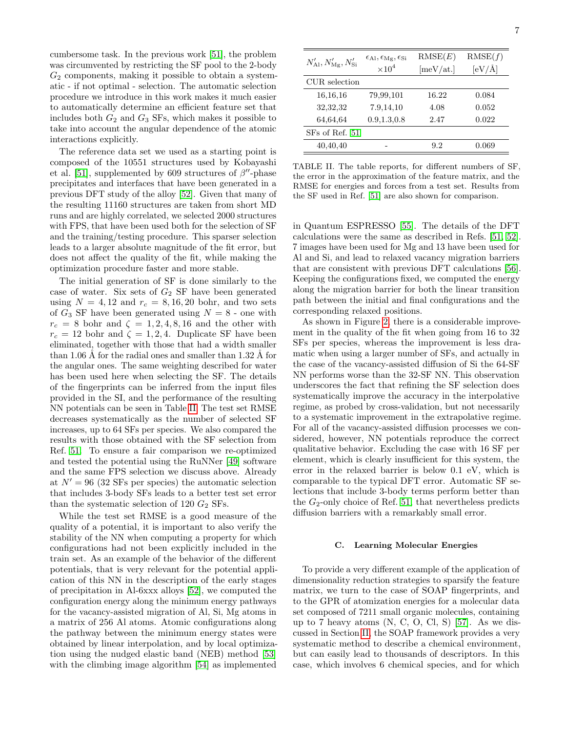cumbersome task. In the previous work [51], the problem was circumvented by restricting the SF pool to the 2-body $G_2$ components, making it possible to obtain a systematic - if not optimal - selection. The automatic selection procedure we introduce in this work makes it much easier to automatically determine an efficient feature set that includes both $G_2$ and $G_3$ SFs, which makes it possible to take into account the angular dependence of the atomic interactions explicitly.

The reference data set we used as a starting point is composed of the 10551 structures used by Kobayashi et al. [51], supplemented by 609 structures of $\beta''$-phase precipitates and interfaces that have been generated in a previous DFT study of the alloy [52]. Given that many of the resulting 11160 structures are taken from short MD runs and are highly correlated, we selected 2000 structures with FPS, that have been used both for the selection of SF and the training/testing procedure. This sparser selection leads to a larger absolute magnitude of the fit error, but does not affect the quality of the fit, while making the optimization procedure faster and more stable.

The initial generation of SF is done similarly to the case of water. Six sets of $G_2$ SF have been generated using $N = 4, 12$ and $r_c = 8, 16, 20$ bohr, and two sets of $G_3$ SF have been generated using $N = 8$ - one with $r_c = 8$ bohr and $\zeta = 1, 2, 4, 8, 16$ and the other with $r_c = 12$ bohr and $\zeta = 1, 2, 4$. Duplicate SF have been eliminated, together with those that had a width smaller than 1.06 Å for the radial ones and smaller than 1.32 Å for the angular ones. The same weighting described for water has been used here when selecting the SF. The details of the fingerprints can be inferred from the input files provided in the SI, and the performance of the resulting NN potentials can be seen in Table II. The test set RMSE decreases systematically as the number of selected SF increases, up to 64 SFs per species. We also compared the results with those obtained with the SF selection from Ref. [51]. To ensure a fair comparison we re-optimized and tested the potential using the RuNNer [49] software and the same FPS selection we discuss above. Already at $N' = 96$ (32 SFs per species) the automatic selection that includes 3-body SFs leads to a better test set error than the systematic selection of 120 $G_2$ SFs.

While the test set RMSE is a good measure of the quality of a potential, it is important to also verify the stability of the NN when computing a property for which configurations had not been explicitly included in the train set. As an example of the behavior of the different potentials, that is very relevant for the potential application of this NN in the description of the early stages of precipitation in Al-6xxx alloys [52], we computed the configuration energy along the minimum energy pathways for the vacancy-assisted migration of Al, Si, Mg atoms in a matrix of 256 Al atoms. Atomic configurations along the pathway between the minimum energy states were obtained by linear interpolation, and by local optimization using the nudged elastic band (NEB) method [53] with the climbing image algorithm [54] as implemented

| $N'_{\mathrm{Al}}, N'_{\mathrm{Mg}}, N'_{\mathrm{Si}}$ | $\epsilon_{\mathrm{Al}}, \epsilon_{\mathrm{Mg}}, \epsilon_{\mathrm{Si}}$ $\times 10^4$ | RMSE($E$) [meV/at.] | RMSE($f$) [eV/Å] |
|---|---|---|---|
| CUR selection | | | |
| 16,16,16 | 79,99,101 | 16.22 | 0.084 |
| 32,32,32 | 7.9,14,10 | 4.08 | 0.052 |
| 64,64,64 | 0.9,1.3,0.8 | 2.47 | 0.022 |
| SFs of Ref. [51] | | | |
| 40,40,40 | - | 9.2 | 0.069 |

TABLE II. The table reports, for different numbers of SF, the error in the approximation of the feature matrix, and the RMSE for energies and forces from a test set. Results from the SF used in Ref. [51] are also shown for comparison.

in Quantum ESPRESSO [55]. The details of the DFT calculations were the same as described in Refs. [51, 52]. 7 images have been used for Mg and 13 have been used for Al and Si, and lead to relaxed vacancy migration barriers that are consistent with previous DFT calculations [56]. Keeping the configurations fixed, we computed the energy along the migration barrier for both the linear transition path between the initial and final configurations and the corresponding relaxed positions.

As shown in Figure 2, there is a considerable improvement in the quality of the fit when going from 16 to 32 SFs per species, whereas the improvement is less dramatic when using a larger number of SFs, and actually in the case of the vacancy-assisted diffusion of Si the 64-SF NN performs worse than the 32-SF NN. This observation underscores the fact that refining the SF selection does systematically improve the accuracy in the interpolative regime, as probed by cross-validation, but not necessarily to a systematic improvement in the extrapolative regime. For all of the vacancy-assisted diffusion processes we considered, however, NN potentials reproduce the correct qualitative behavior. Excluding the case with 16 SF per element, which is clearly insufficient for this system, the error in the relaxed barrier is below 0.1 eV, which is comparable to the typical DFT error. Automatic SF selections that include 3-body terms perform better than the $G_2$-only choice of Ref. 51, that nevertheless predicts diffusion barriers with a remarkably small error.

### C. Learning Molecular Energies

To provide a very different example of the application of dimensionality reduction strategies to sparsify the feature matrix, we turn to the case of SOAP fingerprints, and to the GPR of atomization energies for a molecular data set composed of 7211 small organic molecules, containing up to 7 heavy atoms (N, C, O, Cl, S) [57]. As we discussed in Section II, the SOAP framework provides a very systematic method to describe a chemical environment, but can easily lead to thousands of descriptors. In this case, which involves 6 chemical species, and for which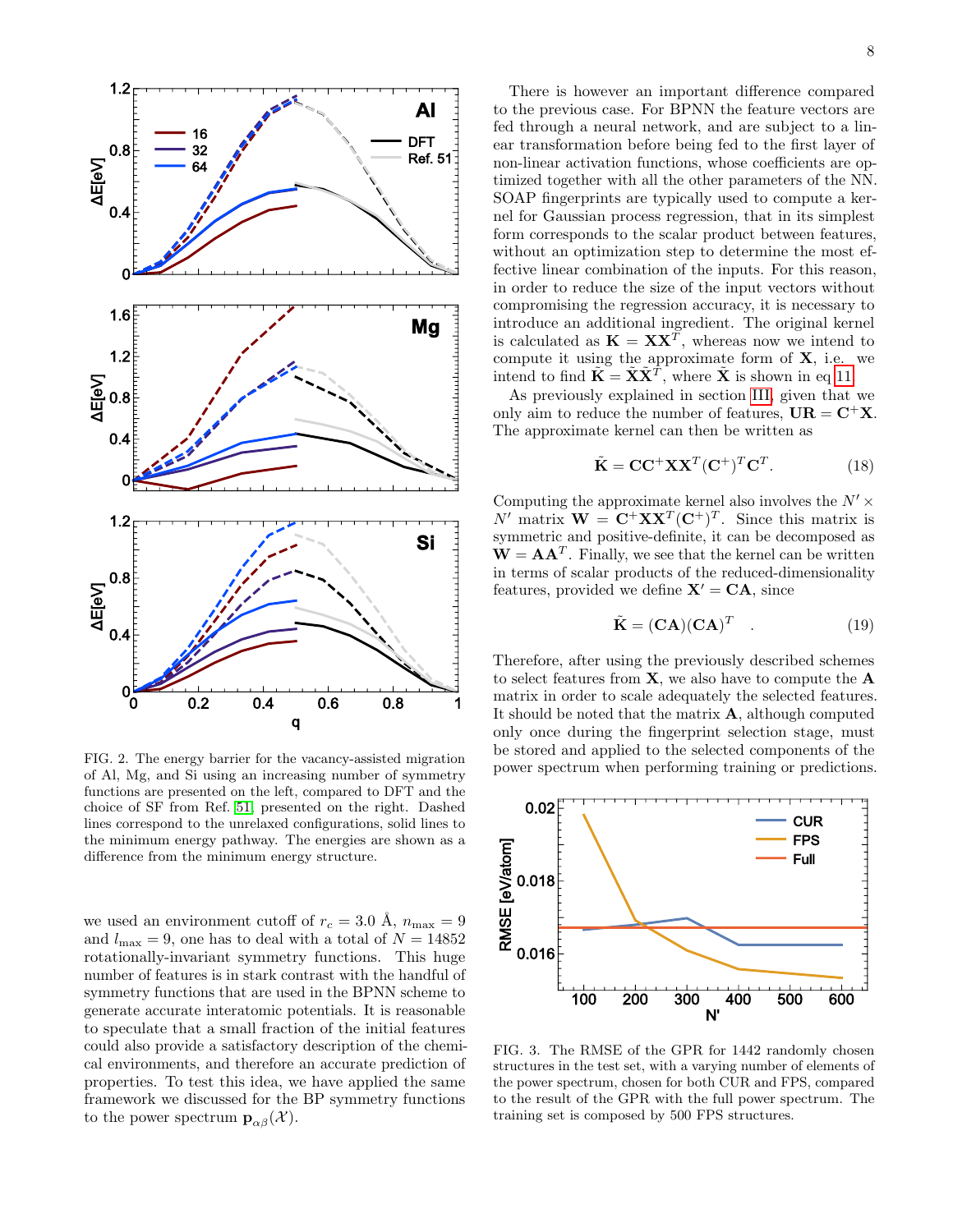FIG. 2. The energy barrier for the vacancy-assisted migration of Al, Mg, and Si using an increasing number of symmetry functions are presented on the left, compared to DFT and the choice of SF from Ref. [51], presented on the right. Dashed lines correspond to the unrelaxed configurations, solid lines to the minimum energy pathway. The energies are shown as a difference from the minimum energy structure.

we used an environment cutoff of $r_c = 3.0$ Å, $n_{\max} = 9$ and $l_{\max} = 9$, one has to deal with a total of $N = 14852$ rotationally-invariant symmetry functions. This huge number of features is in stark contrast with the handful of symmetry functions that are used in the BPNN scheme to generate accurate interatomic potentials. It is reasonable to speculate that a small fraction of the initial features could also provide a satisfactory description of the chemical environments, and therefore an accurate prediction of properties. To test this idea, we have applied the same framework we discussed for the BP symmetry functions to the power spectrum $\mathbf{p}_{\alpha\beta}(\mathcal{X})$.

There is however an important difference compared to the previous case. For BPNN the feature vectors are fed through a neural network, and are subject to a linear transformation before being fed to the first layer of non-linear activation functions, whose coefficients are optimized together with all the other parameters of the NN. SOAP fingerprints are typically used to compute a kernel for Gaussian process regression, that in its simplest form corresponds to the scalar product between features, without an optimization step to determine the most effective linear combination of the inputs. For this reason, in order to reduce the size of the input vectors without compromising the regression accuracy, it is necessary to introduce an additional ingredient. The original kernel is calculated as $\mathbf{K} = \mathbf{X}\mathbf{X}^T$, whereas now we intend to compute it using the approximate form of $\mathbf{X}$, i.e. we intend to find $\tilde{\mathbf{K}} = \tilde{\mathbf{X}}\tilde{\mathbf{X}}^T$, where $\tilde{\mathbf{X}}$ is shown in eq 11.

As previously explained in section III, given that we only aim to reduce the number of features, $\mathbf{UR} = \mathbf{C}^{+}\mathbf{X}$. The approximate kernel can then be written as

$$\tilde{\mathbf{K}} = \mathbf{C}\mathbf{C}^{+}\mathbf{X}\mathbf{X}^T(\mathbf{C}^{+})^T\mathbf{C}^T. \tag{18}$$

Computing the approximate kernel also involves the $N' \times N'$ matrix $\mathbf{W} = \mathbf{C}^{+}\mathbf{X}\mathbf{X}^T(\mathbf{C}^{+})^T$. Since this matrix is symmetric and positive-definite, it can be decomposed as $\mathbf{W} = \mathbf{A}\mathbf{A}^T$. Finally, we see that the kernel can be written in terms of scalar products of the reduced-dimensionality features, provided we define $\mathbf{X}' = \mathbf{C}\mathbf{A}$, since

$$\tilde{\mathbf{K}} = (\mathbf{C}\mathbf{A})(\mathbf{C}\mathbf{A})^T \quad . \tag{19}$$

Therefore, after using the previously described schemes to select features from $\mathbf{X}$, we also have to compute the $\mathbf{A}$ matrix in order to scale adequately the selected features. It should be noted that the matrix $\mathbf{A}$, although computed only once during the fingerprint selection stage, must be stored and applied to the selected components of the power spectrum when performing training or predictions.

FIG. 3. The RMSE of the GPR for 1442 randomly chosen structures in the test set, with a varying number of elements of the power spectrum, chosen for both CUR and FPS, compared to the result of the GPR with the full power spectrum. The training set is composed by 500 FPS structures.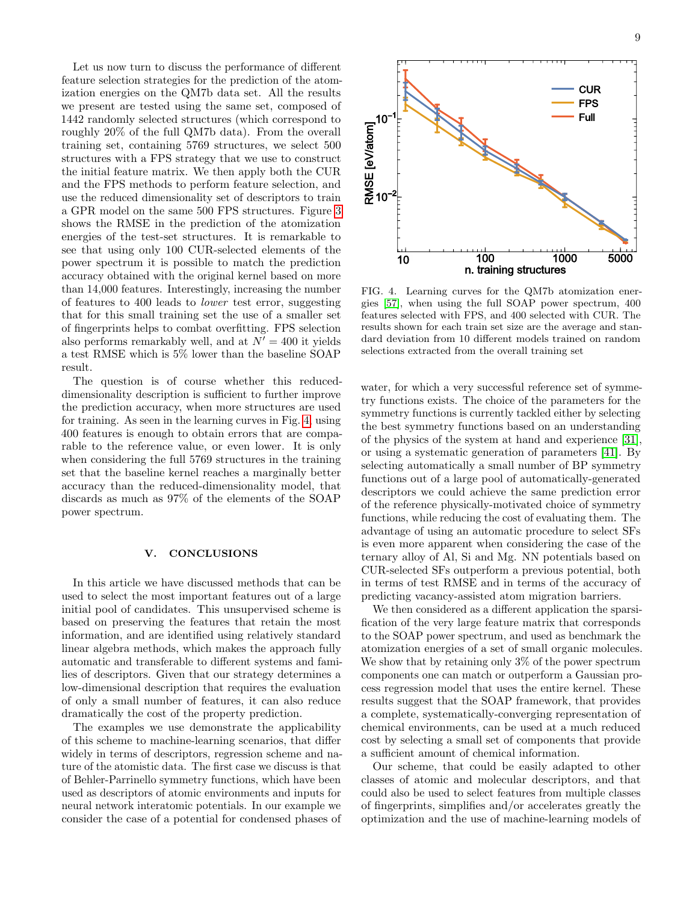Let us now turn to discuss the performance of different feature selection strategies for the prediction of the atomization energies on the QM7b data set. All the results we present are tested using the same set, composed of 1442 randomly selected structures (which correspond to roughly 20% of the full QM7b data). From the overall training set, containing 5769 structures, we select 500 structures with a FPS strategy that we use to construct the initial feature matrix. We then apply both the CUR and the FPS methods to perform feature selection, and use the reduced dimensionality set of descriptors to train a GPR model on the same 500 FPS structures. Figure 3 shows the RMSE in the prediction of the atomization energies of the test-set structures. It is remarkable to see that using only 100 CUR-selected elements of the power spectrum it is possible to match the prediction accuracy obtained with the original kernel based on more than 14,000 features. Interestingly, increasing the number of features to 400 leads to *lower* test error, suggesting that for this small training set the use of a smaller set of fingerprints helps to combat overfitting. FPS selection also performs remarkably well, and at $N' = 400$ it yields a test RMSE which is 5% lower than the baseline SOAP result.

The question is of course whether this reduced-dimensionality description is sufficient to further improve the prediction accuracy, when more structures are used for training. As seen in the learning curves in Fig. 4 using 400 features is enough to obtain errors that are comparable to the reference value, or even lower. It is only when considering the full 5769 structures in the training set that the baseline kernel reaches a marginally better accuracy than the reduced-dimensionality model, that discards as much as 97% of the elements of the SOAP power spectrum.

CUR
FPS
Full
RMSE [eV/atom]
$10^{-1}$
$10^{-2}$
10
100
1000
5000
n. training structures

FIG. 4. Learning curves for the QM7b atomization energies [57], when using the full SOAP power spectrum, 400 features selected with FPS, and 400 selected with CUR. The results shown for each train set size are the average and standard deviation from 10 different models trained on random selections extracted from the overall training set

## V. CONCLUSIONS

In this article we have discussed methods that can be used to select the most important features out of a large initial pool of candidates. This unsupervised scheme is based on preserving the features that retain the most information, and are identified using relatively standard linear algebra methods, which makes the approach fully automatic and transferable to different systems and families of descriptors. Given that our strategy determines a low-dimensional description that requires the evaluation of only a small number of features, it can also reduce dramatically the cost of the property prediction.

The examples we use demonstrate the applicability of this scheme to machine-learning scenarios, that differ widely in terms of descriptors, regression scheme and nature of the atomistic data. The first case we discuss is that of Behler-Parrinello symmetry functions, which have been used as descriptors of atomic environments and inputs for neural network interatomic potentials. In our example we consider the case of a potential for condensed phases of water, for which a very successful reference set of symmetry functions exists. The choice of the parameters for the symmetry functions is currently tackled either by selecting the best symmetry functions based on an understanding of the physics of the system at hand and experience [31], or using a systematic generation of parameters [41]. By selecting automatically a small number of BP symmetry functions out of a large pool of automatically-generated descriptors we could achieve the same prediction error of the reference physically-motivated choice of symmetry functions, while reducing the cost of evaluating them. The advantage of using an automatic procedure to select SFs is even more apparent when considering the case of the ternary alloy of Al, Si and Mg. NN potentials based on CUR-selected SFs outperform a previous potential, both in terms of test RMSE and in terms of the accuracy of predicting vacancy-assisted atom migration barriers.

We then considered as a different application the sparsification of the very large feature matrix that corresponds to the SOAP power spectrum, and used as benchmark the atomization energies of a set of small organic molecules. We show that by retaining only 3% of the power spectrum components one can match or outperform a Gaussian process regression model that uses the entire kernel. These results suggest that the SOAP framework, that provides a complete, systematically-converging representation of chemical environments, can be used at a much reduced cost by selecting a small set of components that provide a sufficient amount of chemical information.

Our scheme, that could be easily adapted to other classes of atomic and molecular descriptors, and that could also be used to select features from multiple classes of fingerprints, simplifies and/or accelerates greatly the optimization and the use of machine-learning models of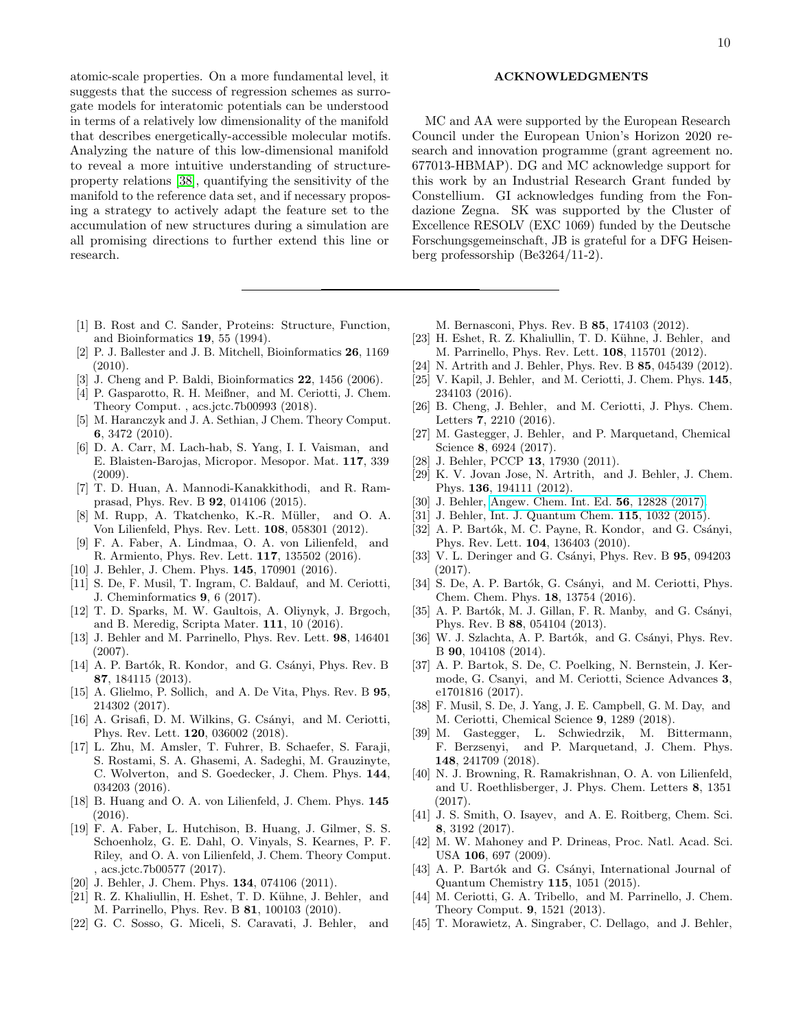atomic-scale properties. On a more fundamental level, it suggests that the success of regression schemes as surrogate models for interatomic potentials can be understood in terms of a relatively low dimensionality of the manifold that describes energetically-accessible molecular motifs. Analyzing the nature of this low-dimensional manifold to reveal a more intuitive understanding of structure-property relations [38], quantifying the sensitivity of the manifold to the reference data set, and if necessary proposing a strategy to actively adapt the feature set to the accumulation of new structures during a simulation are all promising directions to further extend this line or research.

## ACKNOWLEDGMENTS

MC and AA were supported by the European Research Council under the European Union's Horizon 2020 research and innovation programme (grant agreement no. 677013-HBMAP). DG and MC acknowledge support for this work by an Industrial Research Grant funded by Constellium. GI acknowledges funding from the Fondazione Zegna. SK was supported by the Cluster of Excellence RESOLV (EXC 1069) funded by the Deutsche Forschungsgemeinschaft, JB is grateful for a DFG Heisenberg professorship (Be3264/11-2).

---

[1] B. Rost and C. Sander, Proteins: Structure, Function, and Bioinformatics **19**, 55 (1994).

[2] P. J. Ballester and J. B. Mitchell, Bioinformatics **26**, 1169 (2010).

[3] J. Cheng and P. Baldi, Bioinformatics **22**, 1456 (2006).

[4] P. Gasparotto, R. H. Meißner, and M. Ceriotti, J. Chem. Theory Comput. , acs.jctc.7b00993 (2018).

[5] M. Haranczyk and J. A. Sethian, J Chem. Theory Comput. **6**, 3472 (2010).

[6] D. A. Carr, M. Lach-hab, S. Yang, I. I. Vaisman, and E. Blaisten-Barojas, Micropor. Mesopor. Mat. **117**, 339 (2009).

[7] T. D. Huan, A. Mannodi-Kanakkithodi, and R. Ramprasad, Phys. Rev. B **92**, 014106 (2015).

[8] M. Rupp, A. Tkatchenko, K.-R. Müller, and O. A. Von Lilienfeld, Phys. Rev. Lett. **108**, 058301 (2012).

[9] F. A. Faber, A. Lindmaa, O. A. von Lilienfeld, and R. Armiento, Phys. Rev. Lett. **117**, 135502 (2016).

[10] J. Behler, J. Chem. Phys. **145**, 170901 (2016).

[11] S. De, F. Musil, T. Ingram, C. Baldauf, and M. Ceriotti, J. Cheminformatics **9**, 6 (2017).

[12] T. D. Sparks, M. W. Gaultois, A. Oliynyk, J. Brgoch, and B. Meredig, Scripta Mater. **111**, 10 (2016).

[13] J. Behler and M. Parrinello, Phys. Rev. Lett. **98**, 146401 (2007).

[14] A. P. Bartók, R. Kondor, and G. Csányi, Phys. Rev. B **87**, 184115 (2013).

[15] A. Glielmo, P. Sollich, and A. De Vita, Phys. Rev. B **95**, 214302 (2017).

[16] A. Grisafi, D. M. Wilkins, G. Csányi, and M. Ceriotti, Phys. Rev. Lett. **120**, 036002 (2018).

[17] L. Zhu, M. Amsler, T. Fuhrer, B. Schaefer, S. Faraji, S. Rostami, S. A. Ghasemi, A. Sadeghi, M. Grauzinyte, C. Wolverton, and S. Goedecker, J. Chem. Phys. **144**, 034203 (2016).

[18] B. Huang and O. A. von Lilienfeld, J. Chem. Phys. **145** (2016).

[19] F. A. Faber, L. Hutchison, B. Huang, J. Gilmer, S. S. Schoenholz, G. E. Dahl, O. Vinyals, S. Kearnes, P. F. Riley, and O. A. von Lilienfeld, J. Chem. Theory Comput. , acs.jctc.7b00577 (2017).

[20] J. Behler, J. Chem. Phys. **134**, 074106 (2011).

[21] R. Z. Khaliullin, H. Eshet, T. D. Kühne, J. Behler, and M. Parrinello, Phys. Rev. B **81**, 100103 (2010).

[22] G. C. Sosso, G. Miceli, S. Caravati, J. Behler, and M. Bernasconi, Phys. Rev. B **85**, 174103 (2012).

[23] H. Eshet, R. Z. Khaliullin, T. D. Kühne, J. Behler, and M. Parrinello, Phys. Rev. Lett. **108**, 115701 (2012).

[24] N. Artrith and J. Behler, Phys. Rev. B **85**, 045439 (2012).

[25] V. Kapil, J. Behler, and M. Ceriotti, J. Chem. Phys. **145**, 234103 (2016).

[26] B. Cheng, J. Behler, and M. Ceriotti, J. Phys. Chem. Letters **7**, 2210 (2016).

[27] M. Gastegger, J. Behler, and P. Marquetand, Chemical Science **8**, 6924 (2017).

[28] J. Behler, PCCP **13**, 17930 (2011).

[29] K. V. Jovan Jose, N. Artrith, and J. Behler, J. Chem. Phys. **136**, 194111 (2012).

[30] J. Behler, Angew. Chem. Int. Ed. **56**, 12828 (2017).

[31] J. Behler, Int. J. Quantum Chem. **115**, 1032 (2015).

[32] A. P. Bartók, M. C. Payne, R. Kondor, and G. Csányi, Phys. Rev. Lett. **104**, 136403 (2010).

[33] V. L. Deringer and G. Csányi, Phys. Rev. B **95**, 094203 (2017).

[34] S. De, A. P. Bartók, G. Csányi, and M. Ceriotti, Phys. Chem. Chem. Phys. **18**, 13754 (2016).

[35] A. P. Bartók, M. J. Gillan, F. R. Manby, and G. Csányi, Phys. Rev. B **88**, 054104 (2013).

[36] W. J. Szlachta, A. P. Bartók, and G. Csányi, Phys. Rev. B **90**, 104108 (2014).

[37] A. P. Bartok, S. De, C. Poelking, N. Bernstein, J. Kermode, G. Csanyi, and M. Ceriotti, Science Advances **3**, e1701816 (2017).

[38] F. Musil, S. De, J. Yang, J. E. Campbell, G. M. Day, and M. Ceriotti, Chemical Science **9**, 1289 (2018).

[39] M. Gastegger, L. Schwiedrzik, M. Bittermann, F. Berzsenyi, and P. Marquetand, J. Chem. Phys. **148**, 241709 (2018).

[40] N. J. Browning, R. Ramakrishnan, O. A. von Lilienfeld, and U. Roethlisberger, J. Phys. Chem. Letters **8**, 1351 (2017).

[41] J. S. Smith, O. Isayev, and A. E. Roitberg, Chem. Sci. **8**, 3192 (2017).

[42] M. W. Mahoney and P. Drineas, Proc. Natl. Acad. Sci. USA **106**, 697 (2009).

[43] A. P. Bartók and G. Csányi, International Journal of Quantum Chemistry **115**, 1051 (2015).

[44] M. Ceriotti, G. A. Tribello, and M. Parrinello, J. Chem. Theory Comput. **9**, 1521 (2013).

[45] T. Morawietz, A. Singraber, C. Dellago, and J. Behler,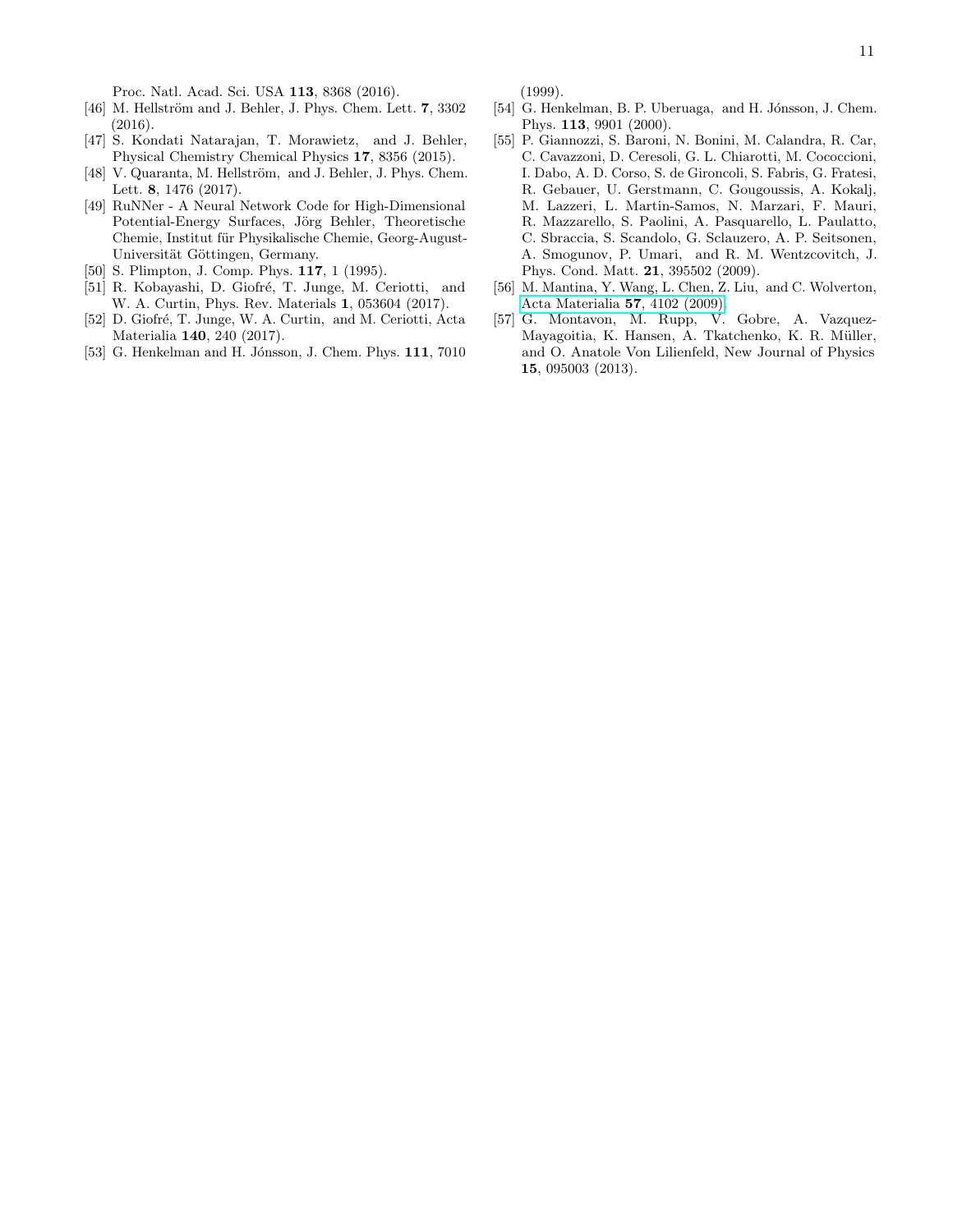Proc. Natl. Acad. Sci. USA **113**, 8368 (2016).

[46] M. Hellström and J. Behler, J. Phys. Chem. Lett. **7**, 3302 (2016).

[47] S. Kondati Natarajan, T. Morawietz, and J. Behler, Physical Chemistry Chemical Physics **17**, 8356 (2015).

[48] V. Quaranta, M. Hellström, and J. Behler, J. Phys. Chem. Lett. **8**, 1476 (2017).

[49] RuNNer - A Neural Network Code for High-Dimensional Potential-Energy Surfaces, Jörg Behler, Theoretische Chemie, Institut für Physikalische Chemie, Georg-August-Universität Göttingen, Germany.

[50] S. Plimpton, J. Comp. Phys. **117**, 1 (1995).

[51] R. Kobayashi, D. Giofré, T. Junge, M. Ceriotti, and W. A. Curtin, Phys. Rev. Materials **1**, 053604 (2017).

[52] D. Giofré, T. Junge, W. A. Curtin, and M. Ceriotti, Acta Materialia **140**, 240 (2017).

[53] G. Henkelman and H. Jónsson, J. Chem. Phys. **111**, 7010 (1999).

[54] G. Henkelman, B. P. Uberuaga, and H. Jónsson, J. Chem. Phys. **113**, 9901 (2000).

[55] P. Giannozzi, S. Baroni, N. Bonini, M. Calandra, R. Car, C. Cavazzoni, D. Ceresoli, G. L. Chiarotti, M. Cococcioni, I. Dabo, A. D. Corso, S. de Gironcoli, S. Fabris, G. Fratesi, R. Gebauer, U. Gerstmann, C. Gougoussis, A. Kokalj, M. Lazzeri, L. Martin-Samos, N. Marzari, F. Mauri, R. Mazzarello, S. Paolini, A. Pasquarello, L. Paulatto, C. Sbraccia, S. Scandolo, G. Sclauzero, A. P. Seitsonen, A. Smogunov, P. Umari, and R. M. Wentzcovitch, J. Phys. Cond. Matt. **21**, 395502 (2009).

[56] M. Mantina, Y. Wang, L. Chen, Z. Liu, and C. Wolverton, Acta Materialia **57**, 4102 (2009).

[57] G. Montavon, M. Rupp, V. Gobre, A. Vazquez-Mayagoitia, K. Hansen, A. Tkatchenko, K. R. Müller, and O. Anatole Von Lilienfeld, New Journal of Physics **15**, 095003 (2013).